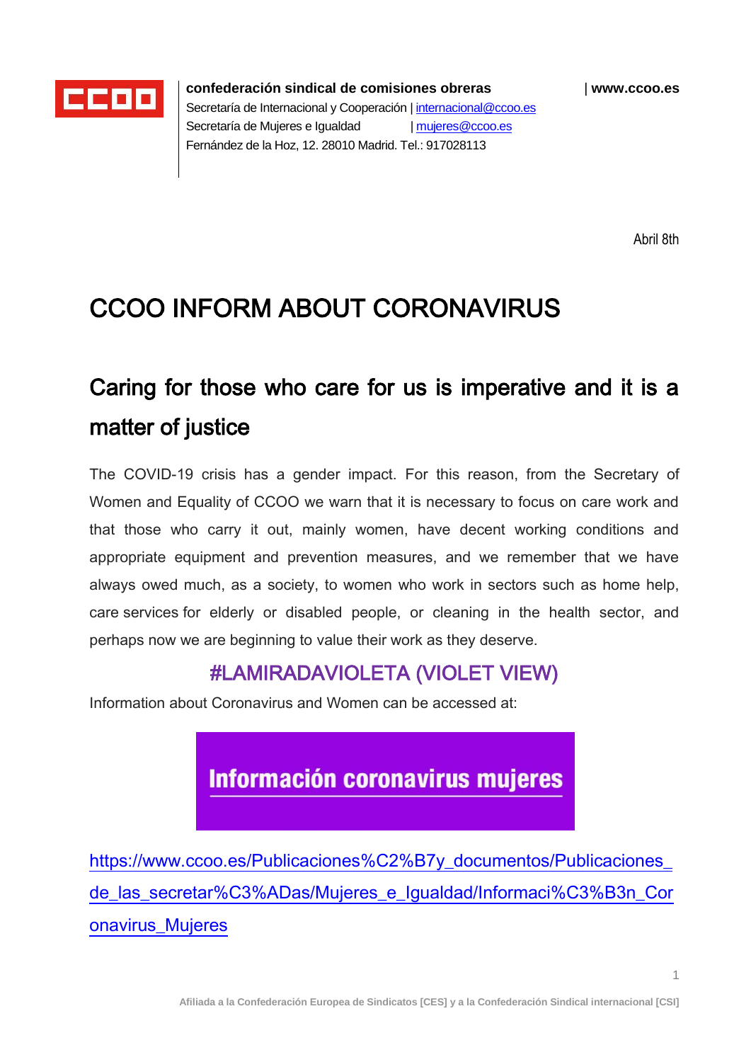**confederación sindical de comisiones obreras** | **www.ccoo.es**
Secretaría de Internacional y Cooperación | internacional@ccoo.es
Secretaría de Mujeres e Igualdad | mujeres@ccoo.es
Fernández de la Hoz, 12. 28010 Madrid. Tel.: 917028113

Abril 8th

# CCOO INFORM ABOUT CORONAVIRUS

## Caring for those who care for us is imperative and it is a matter of justice

The COVID-19 crisis has a gender impact. For this reason, from the Secretary of Women and Equality of CCOO we warn that it is necessary to focus on care work and that those who carry it out, mainly women, have decent working conditions and appropriate equipment and prevention measures, and we remember that we have always owed much, as a society, to women who work in sectors such as home help, care services for elderly or disabled people, or cleaning in the health sector, and perhaps now we are beginning to value their work as they deserve.

### #LAMIRADAVIOLETA (VIOLET VIEW)

Information about Coronavirus and Women can be accessed at:

**Información coronavirus mujeres**

https://www.ccoo.es/Publicaciones%C2%B7y_documentos/Publicaciones_de_las_secretar%C3%ADas/Mujeres_e_Igualdad/Informaci%C3%B3n_Coronavirus_Mujeres

Afiliada a la Confederación Europea de Sindicatos [CES] y a la Confederación Sindical internacional [CSI]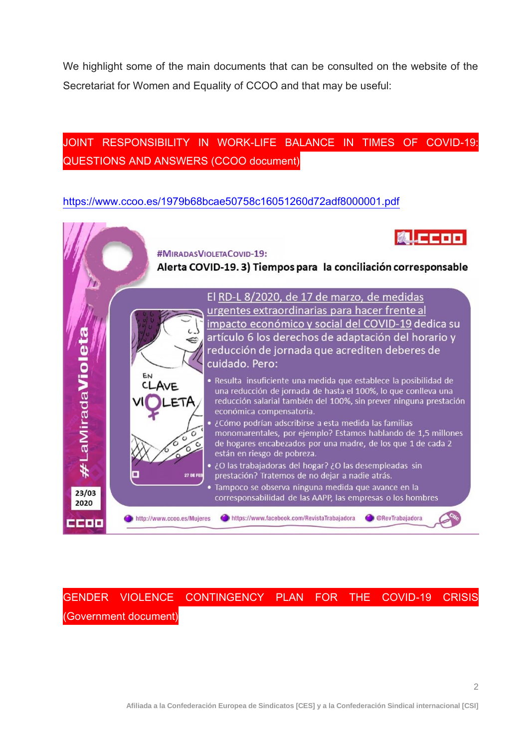We highlight some of the main documents that can be consulted on the website of the Secretariat for Women and Equality of CCOO and that may be useful:

**JOINT RESPONSIBILITY IN WORK-LIFE BALANCE IN TIMES OF COVID-19: QUESTIONS AND ANSWERS (CCOO document)**

https://www.ccoo.es/1979b68bcae50758c16051260d72adf8000001.pdf

#MIRADASVIOLETACOVID-19:

**Alerta COVID-19. 3) Tiempos para la conciliación corresponsable**

El RD-L 8/2020, de 17 de marzo, de medidas urgentes extraordinarias para hacer frente al impacto económico y social del COVID-19 dedica su artículo 6 los derechos de adaptación del horario y reducción de jornada que acrediten deberes de cuidado. Pero:

- Resulta insuficiente una medida que establece la posibilidad de una reducción de jornada de hasta el 100%, lo que conlleva una reducción salarial también del 100%, sin prever ninguna prestación económica compensatoria.
- ¿Cómo podrían adscribirse a esta medida las familias monomarentales, por ejemplo? Estamos hablando de 1,5 millones de hogares encabezados por una madre, de los que 1 de cada 2 están en riesgo de pobreza.
- ¿O las trabajadoras del hogar? ¿O las desempleadas sin prestación? Tratemos de no dejar a nadie atrás.
- Tampoco se observa ninguna medida que avance en la corresponsabilidad de las AAPP, las empresas o los hombres

#LaMiradaVioleta

23/03 2020

http://www.ccoo.es/Mujeres https://www.facebook.com/RevistaTrabajadora @RevTrabajadora

**GENDER VIOLENCE CONTINGENCY PLAN FOR THE COVID-19 CRISIS (Government document)**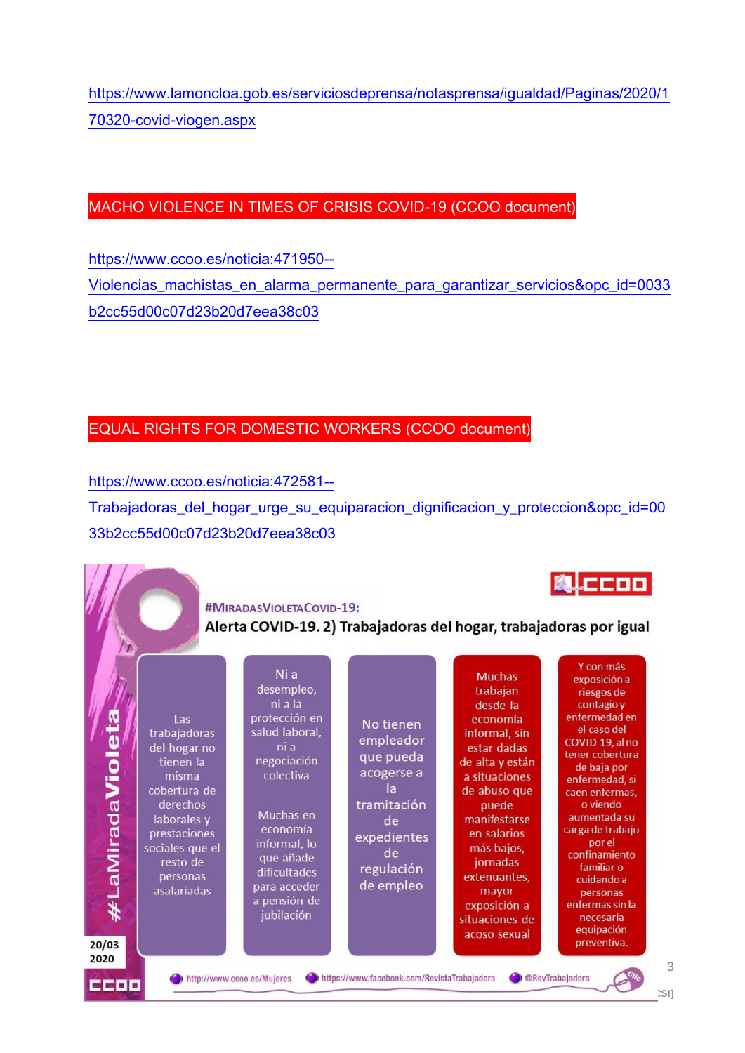https://www.lamoncloa.gob.es/serviciosdeprensa/notasprensa/igualdad/Paginas/2020/170320-covid-viogen.aspx

## MACHO VIOLENCE IN TIMES OF CRISIS COVID-19 (CCOO document)

https://www.ccoo.es/noticia:471950--Violencias_machistas_en_alarma_permanente_para_garantizar_servicios&opc_id=0033b2cc55d00c07d23b20d7eea38c03

## EQUAL RIGHTS FOR DOMESTIC WORKERS (CCOO document)

https://www.ccoo.es/noticia:472581--Trabajadoras_del_hogar_urge_su_equiparacion_dignificacion_y_proteccion&opc_id=0033b2cc55d00c07d23b20d7eea38c03

CCOO

#MIRADASVIOLETACOVID-19:

**Alerta COVID-19. 2) Trabajadoras del hogar, trabajadoras por igual**

#LaMiradaVioleta

Las trabajadoras del hogar no tienen la misma cobertura de derechos laborales y prestaciones sociales que el resto de personas asalariadas

Ni a desempleo, ni a la protección en salud laboral, ni a negociación colectiva

Muchas en economía informal, lo que añade dificultades para acceder a pensión de jubilación

No tienen empleador que pueda acogerse a la tramitación de expedientes de regulación de empleo

Muchas trabajan desde la economía informal, sin estar dadas de alta y están a situaciones de abuso que puede manifestarse en salarios más bajos, jornadas extenuantes, mayor exposición a situaciones de acoso sexual

Y con más exposición a riesgos de contagio y enfermedad en el caso del COVID-19, al no tener cobertura de baja por enfermedad, si caen enfermas, o viendo aumentada su carga de trabajo por el confinamiento familiar o cuidando a personas enfermas sin la necesaria equipación preventiva.

20/03 2020

CCOO

http://www.ccoo.es/Mujeres https://www.facebook.com/RevistaTrabajadora @RevTrabajadora

Clic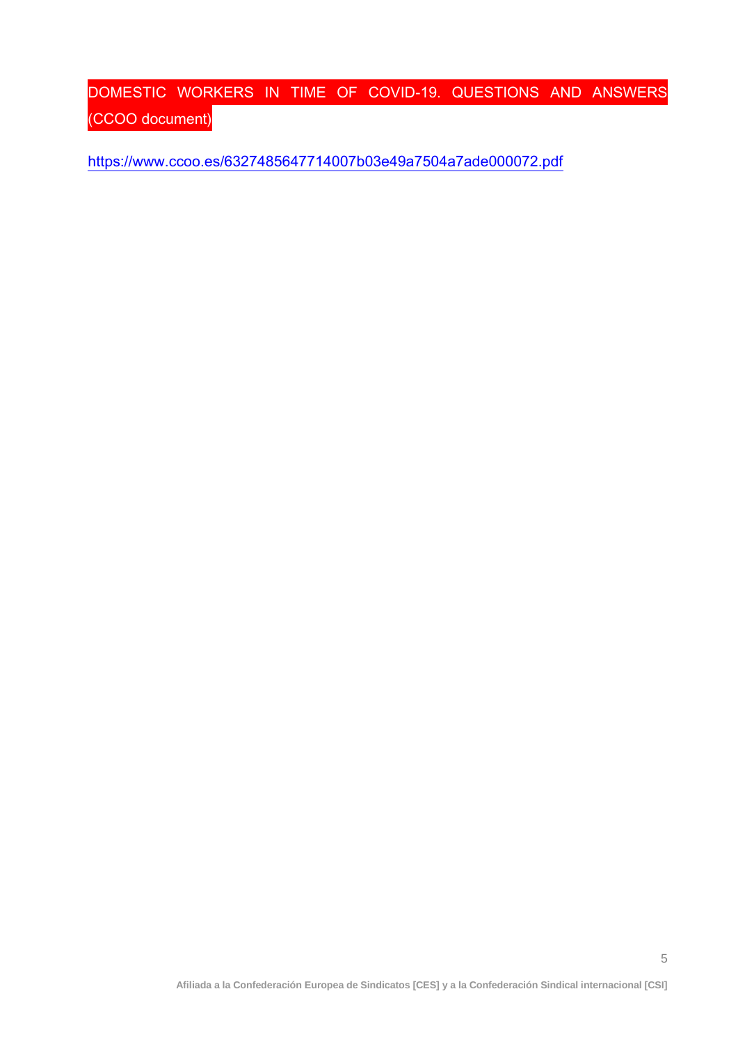DOMESTIC WORKERS IN TIME OF COVID-19. QUESTIONS AND ANSWERS (CCOO document)

https://www.ccoo.es/6327485647714007b03e49a7504a7ade000072.pdf